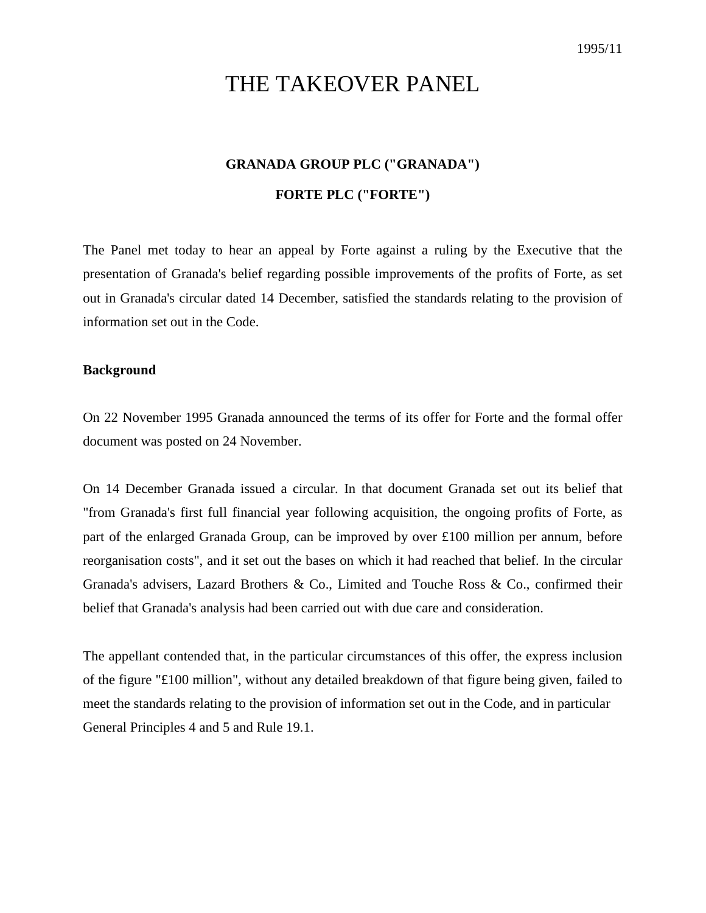1995/11

# THE TAKEOVER PANEL

## GRANADA GROUP PLC ("GRANADA")

## FORTE PLC ("FORTE")

The Panel met today to hear an appeal by Forte against a ruling by the Executive that the presentation of Granada's belief regarding possible improvements of the profits of Forte, as set out in Granada's circular dated 14 December, satisfied the standards relating to the provision of information set out in the Code.

**Background**

On 22 November 1995 Granada announced the terms of its offer for Forte and the formal offer document was posted on 24 November.

On 14 December Granada issued a circular. In that document Granada set out its belief that "from Granada's first full financial year following acquisition, the ongoing profits of Forte, as part of the enlarged Granada Group, can be improved by over £100 million per annum, before reorganisation costs", and it set out the bases on which it had reached that belief. In the circular Granada's advisers, Lazard Brothers & Co., Limited and Touche Ross & Co., confirmed their belief that Granada's analysis had been carried out with due care and consideration.

The appellant contended that, in the particular circumstances of this offer, the express inclusion of the figure "£100 million", without any detailed breakdown of that figure being given, failed to meet the standards relating to the provision of information set out in the Code, and in particular General Principles 4 and 5 and Rule 19.1.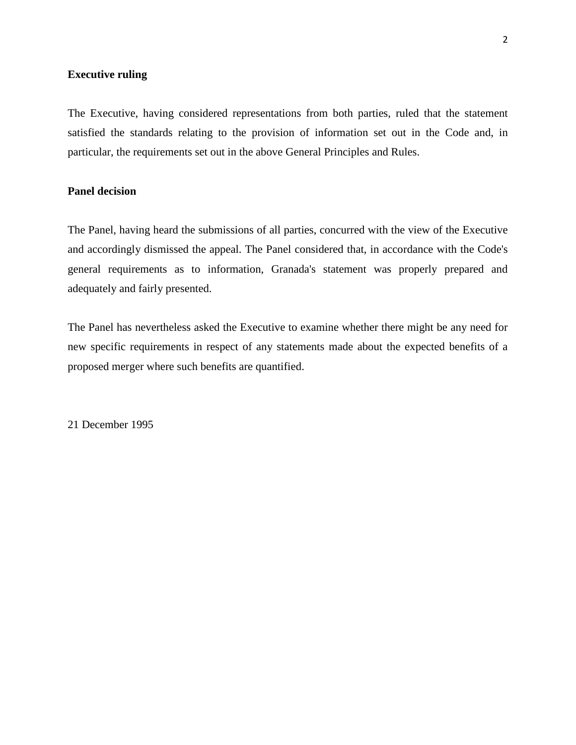**Executive ruling**

The Executive, having considered representations from both parties, ruled that the statement satisfied the standards relating to the provision of information set out in the Code and, in particular, the requirements set out in the above General Principles and Rules.

**Panel decision**

The Panel, having heard the submissions of all parties, concurred with the view of the Executive and accordingly dismissed the appeal. The Panel considered that, in accordance with the Code's general requirements as to information, Granada's statement was properly prepared and adequately and fairly presented.

The Panel has nevertheless asked the Executive to examine whether there might be any need for new specific requirements in respect of any statements made about the expected benefits of a proposed merger where such benefits are quantified.

21 December 1995